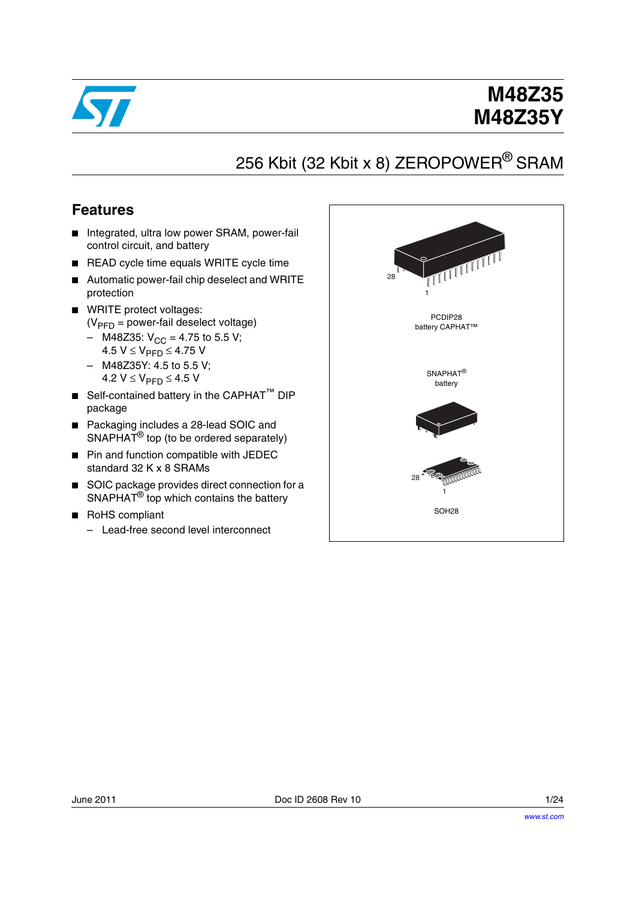# M48Z35
# M48Z35Y

## 256 Kbit (32 Kbit x 8) ZEROPOWER® SRAM

### Features

- Integrated, ultra low power SRAM, power-fail control circuit, and battery
- READ cycle time equals WRITE cycle time
- Automatic power-fail chip deselect and WRITE protection
- WRITE protect voltages:
  ($V_{PFD}$ = power-fail deselect voltage)
  - M48Z35: $V_{CC}$ = 4.75 to 5.5 V;
    4.5 V ≤ $V_{PFD}$ ≤ 4.75 V
  - M48Z35Y: 4.5 to 5.5 V;
    4.2 V ≤ $V_{PFD}$ ≤ 4.5 V
- Self-contained battery in the CAPHAT™ DIP package
- Packaging includes a 28-lead SOIC and SNAPHAT® top (to be ordered separately)
- Pin and function compatible with JEDEC standard 32 K x 8 SRAMs
- SOIC package provides direct connection for a SNAPHAT® top which contains the battery
- RoHS compliant
  - Lead-free second level interconnect

PCDIP28 battery CAPHAT™

SNAPHAT® battery

SOH28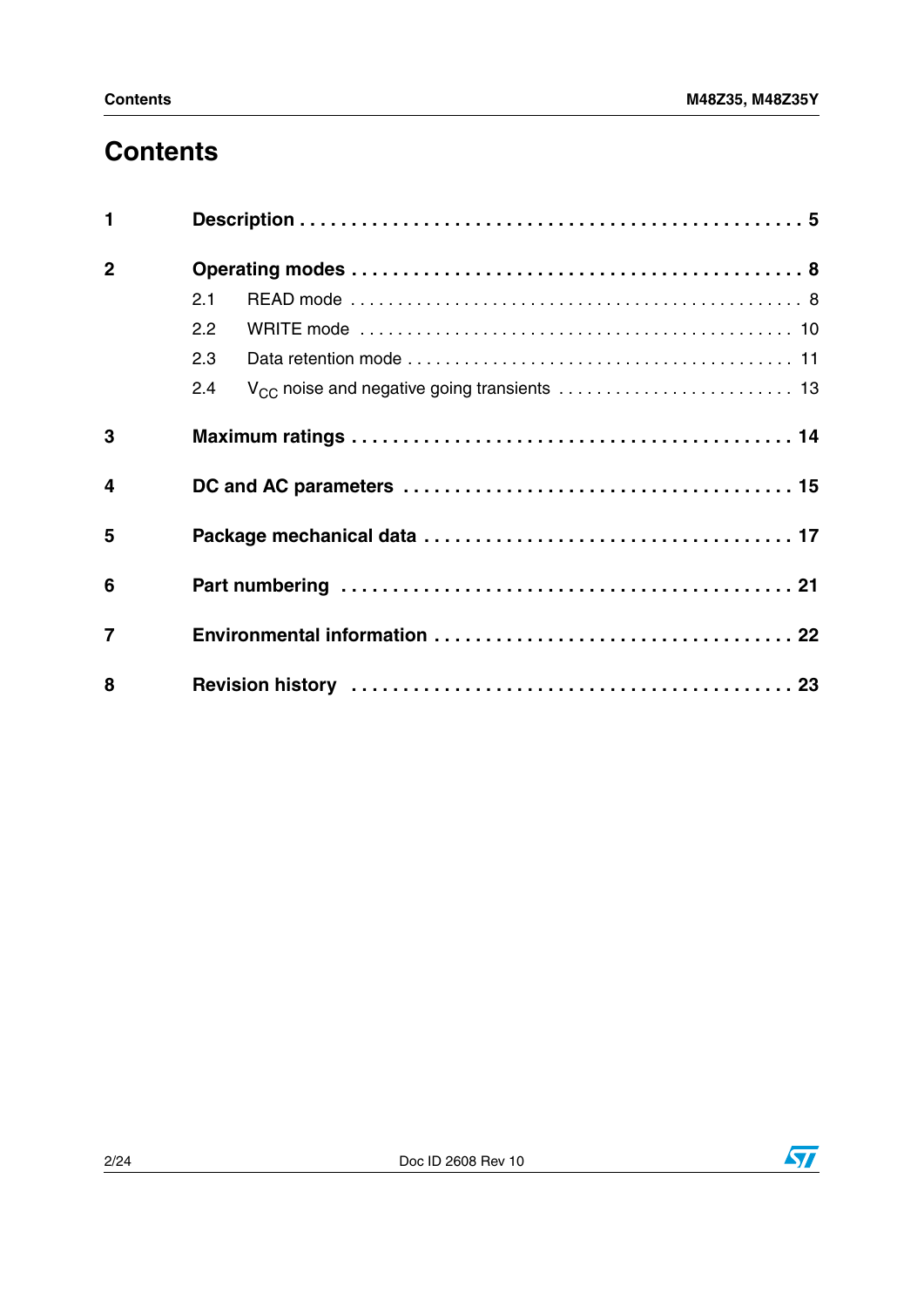# Contents

| | | |
|---|---|---|
| **1** | **Description** | **5** |
| **2** | **Operating modes** | **8** |
| | 2.1 READ mode | 8 |
| | 2.2 WRITE mode | 10 |
| | 2.3 Data retention mode | 11 |
| | 2.4 $V_{CC}$ noise and negative going transients | 13 |
| **3** | **Maximum ratings** | **14** |
| **4** | **DC and AC parameters** | **15** |
| **5** | **Package mechanical data** | **17** |
| **6** | **Part numbering** | **21** |
| **7** | **Environmental information** | **22** |
| **8** | **Revision history** | **23** |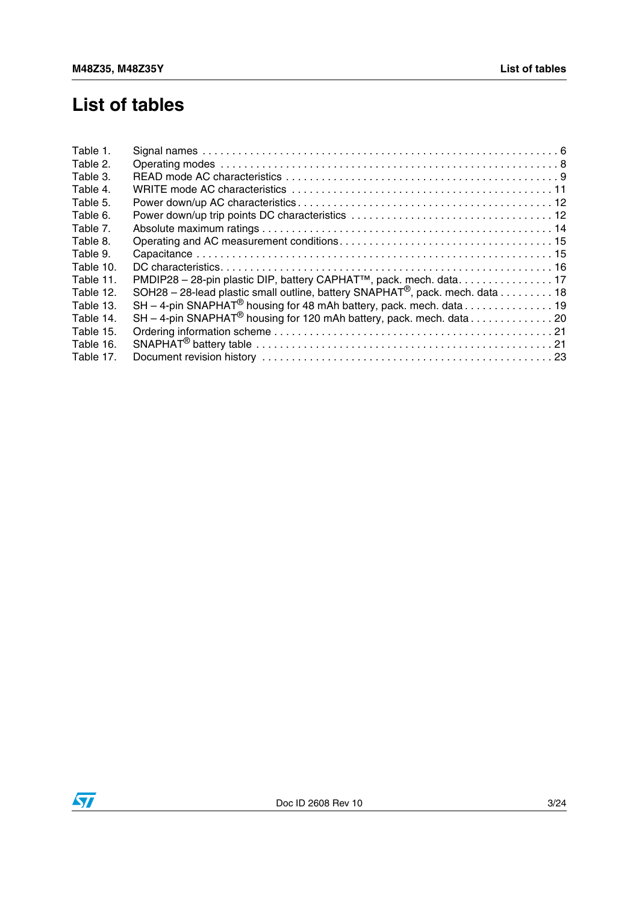# List of tables

| | | |
|---|---|---|
| Table 1. | Signal names | 6 |
| Table 2. | Operating modes | 8 |
| Table 3. | READ mode AC characteristics | 9 |
| Table 4. | WRITE mode AC characteristics | 11 |
| Table 5. | Power down/up AC characteristics | 12 |
| Table 6. | Power down/up trip points DC characteristics | 12 |
| Table 7. | Absolute maximum ratings | 14 |
| Table 8. | Operating and AC measurement conditions | 15 |
| Table 9. | Capacitance | 15 |
| Table 10. | DC characteristics | 16 |
| Table 11. | PMDIP28 – 28-pin plastic DIP, battery CAPHAT™, pack. mech. data | 17 |
| Table 12. | SOH28 – 28-lead plastic small outline, battery SNAPHAT®, pack. mech. data | 18 |
| Table 13. | SH – 4-pin SNAPHAT® housing for 48 mAh battery, pack. mech. data | 19 |
| Table 14. | SH – 4-pin SNAPHAT® housing for 120 mAh battery, pack. mech. data | 20 |
| Table 15. | Ordering information scheme | 21 |
| Table 16. | SNAPHAT® battery table | 21 |
| Table 17. | Document revision history | 23 |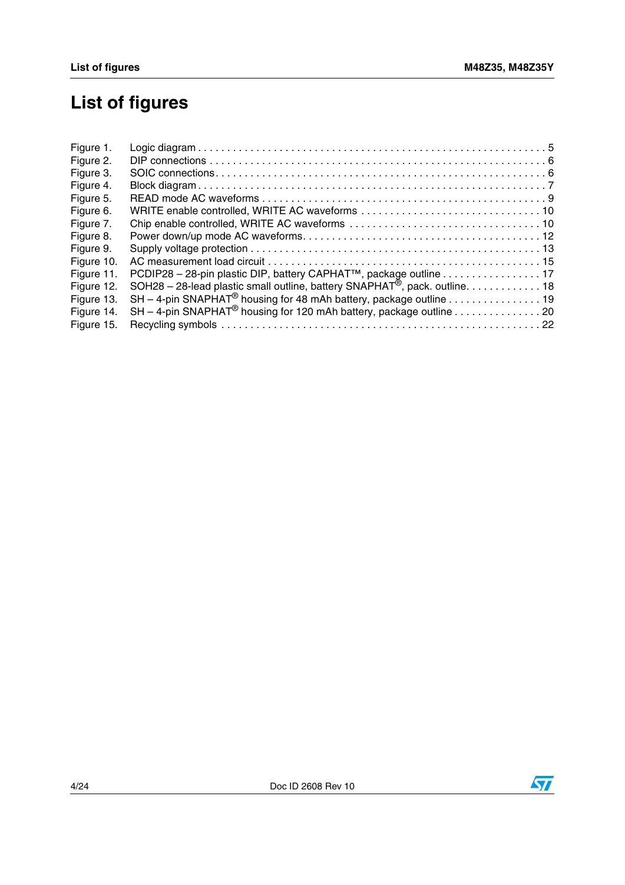# List of figures

| | | |
|---|---|---|
| Figure 1. | Logic diagram | 5 |
| Figure 2. | DIP connections | 6 |
| Figure 3. | SOIC connections | 6 |
| Figure 4. | Block diagram | 7 |
| Figure 5. | READ mode AC waveforms | 9 |
| Figure 6. | WRITE enable controlled, WRITE AC waveforms | 10 |
| Figure 7. | Chip enable controlled, WRITE AC waveforms | 10 |
| Figure 8. | Power down/up mode AC waveforms | 12 |
| Figure 9. | Supply voltage protection | 13 |
| Figure 10. | AC measurement load circuit | 15 |
| Figure 11. | PCDIP28 – 28-pin plastic DIP, battery CAPHAT™, package outline | 17 |
| Figure 12. | SOH28 – 28-lead plastic small outline, battery SNAPHAT®, pack. outline | 18 |
| Figure 13. | SH – 4-pin SNAPHAT® housing for 48 mAh battery, package outline | 19 |
| Figure 14. | SH – 4-pin SNAPHAT® housing for 120 mAh battery, package outline | 20 |
| Figure 15. | Recycling symbols | 22 |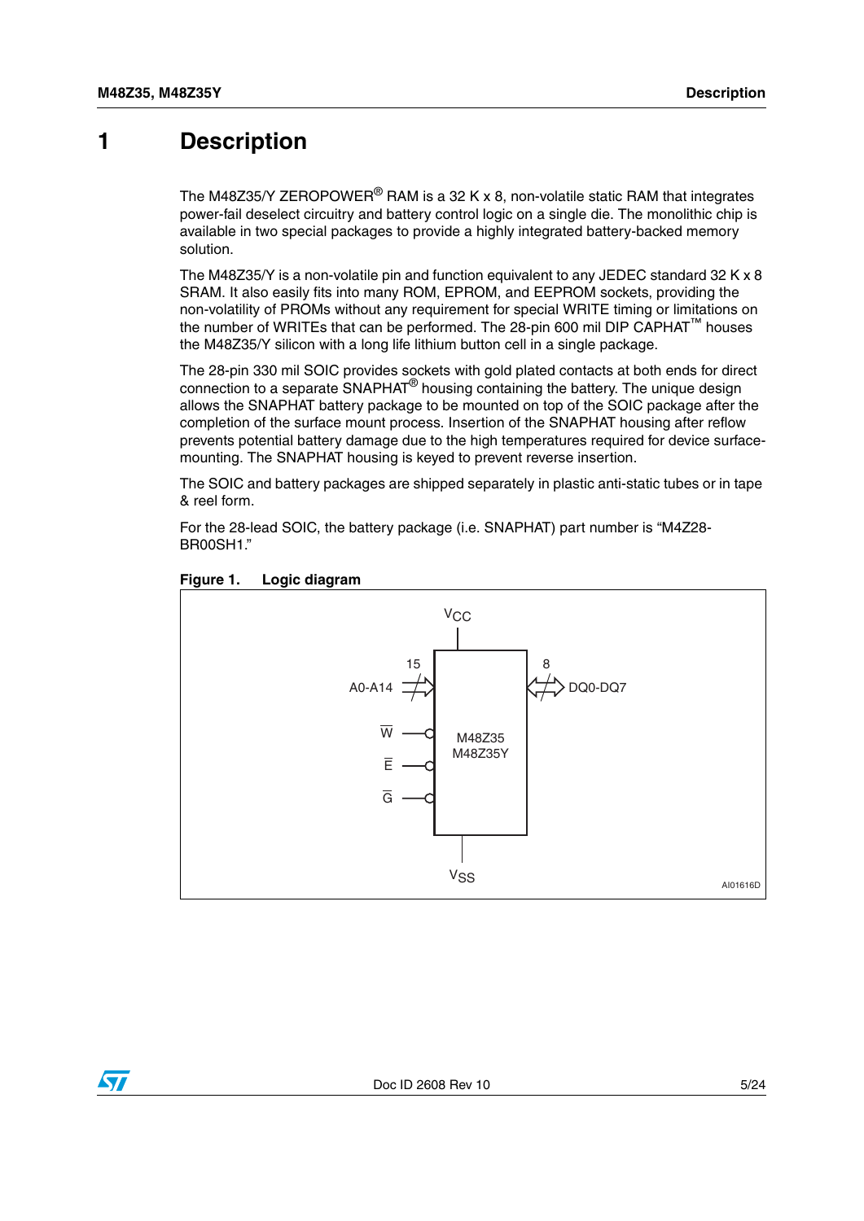# 1 Description

The M48Z35/Y ZEROPOWER® RAM is a 32 K x 8, non-volatile static RAM that integrates power-fail deselect circuitry and battery control logic on a single die. The monolithic chip is available in two special packages to provide a highly integrated battery-backed memory solution.

The M48Z35/Y is a non-volatile pin and function equivalent to any JEDEC standard 32 K x 8 SRAM. It also easily fits into many ROM, EPROM, and EEPROM sockets, providing the non-volatility of PROMs without any requirement for special WRITE timing or limitations on the number of WRITEs that can be performed. The 28-pin 600 mil DIP CAPHAT™ houses the M48Z35/Y silicon with a long life lithium button cell in a single package.

The 28-pin 330 mil SOIC provides sockets with gold plated contacts at both ends for direct connection to a separate SNAPHAT® housing containing the battery. The unique design allows the SNAPHAT battery package to be mounted on top of the SOIC package after the completion of the surface mount process. Insertion of the SNAPHAT housing after reflow prevents potential battery damage due to the high temperatures required for device surface-mounting. The SNAPHAT housing is keyed to prevent reverse insertion.

The SOIC and battery packages are shipped separately in plastic anti-static tubes or in tape & reel form.

For the 28-lead SOIC, the battery package (i.e. SNAPHAT) part number is “M4Z28-BR00SH1.”

**Figure 1. Logic diagram**

$V_{CC}$

A0-A14 (15) → M48Z35 / M48Z35Y ↔ DQ0-DQ7 (8)

$\overline{W}$

$\overline{E}$

$\overline{G}$

$V_{SS}$

AI01616D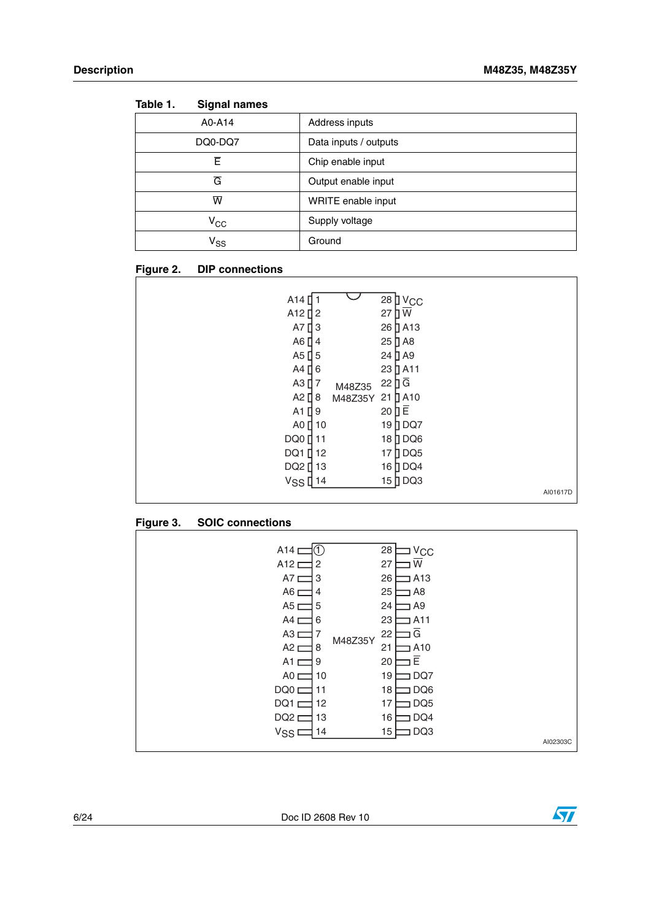Table 1. **Signal names**

| | |
|---|---|
| A0-A14 | Address inputs |
| DQ0-DQ7 | Data inputs / outputs |
| $\overline{E}$ | Chip enable input |
| $\overline{G}$ | Output enable input |
| $\overline{W}$ | WRITE enable input |
| $V_{CC}$ | Supply voltage |
| $V_{SS}$ | Ground |

Figure 2. **DIP connections**

| Signal | Pin | Pin | Signal |
|---|---|---|---|
| A14 | 1 | 28 | $V_{CC}$ |
| A12 | 2 | 27 | $\overline{W}$ |
| A7 | 3 | 26 | A13 |
| A6 | 4 | 25 | A8 |
| A5 | 5 | 24 | A9 |
| A4 | 6 | 23 | A11 |
| A3 | 7 | 22 | $\overline{G}$ |
| A2 | 8 | 21 | A10 |
| A1 | 9 | 20 | $\overline{E}$ |
| A0 | 10 | 19 | DQ7 |
| DQ0 | 11 | 18 | DQ6 |
| DQ1 | 12 | 17 | DQ5 |
| DQ2 | 13 | 16 | DQ4 |
| $V_{SS}$ | 14 | 15 | DQ3 |

M48Z35
M48Z35Y

AI01617D

Figure 3. **SOIC connections**

| Signal | Pin | Pin | Signal |
|---|---|---|---|
| A14 | 1 | 28 | $V_{CC}$ |
| A12 | 2 | 27 | $\overline{W}$ |
| A7 | 3 | 26 | A13 |
| A6 | 4 | 25 | A8 |
| A5 | 5 | 24 | A9 |
| A4 | 6 | 23 | A11 |
| A3 | 7 | 22 | $\overline{G}$ |
| A2 | 8 | 21 | A10 |
| A1 | 9 | 20 | $\overline{E}$ |
| A0 | 10 | 19 | DQ7 |
| DQ0 | 11 | 18 | DQ6 |
| DQ1 | 12 | 17 | DQ5 |
| DQ2 | 13 | 16 | DQ4 |
| $V_{SS}$ | 14 | 15 | DQ3 |

M48Z35Y

AI02303C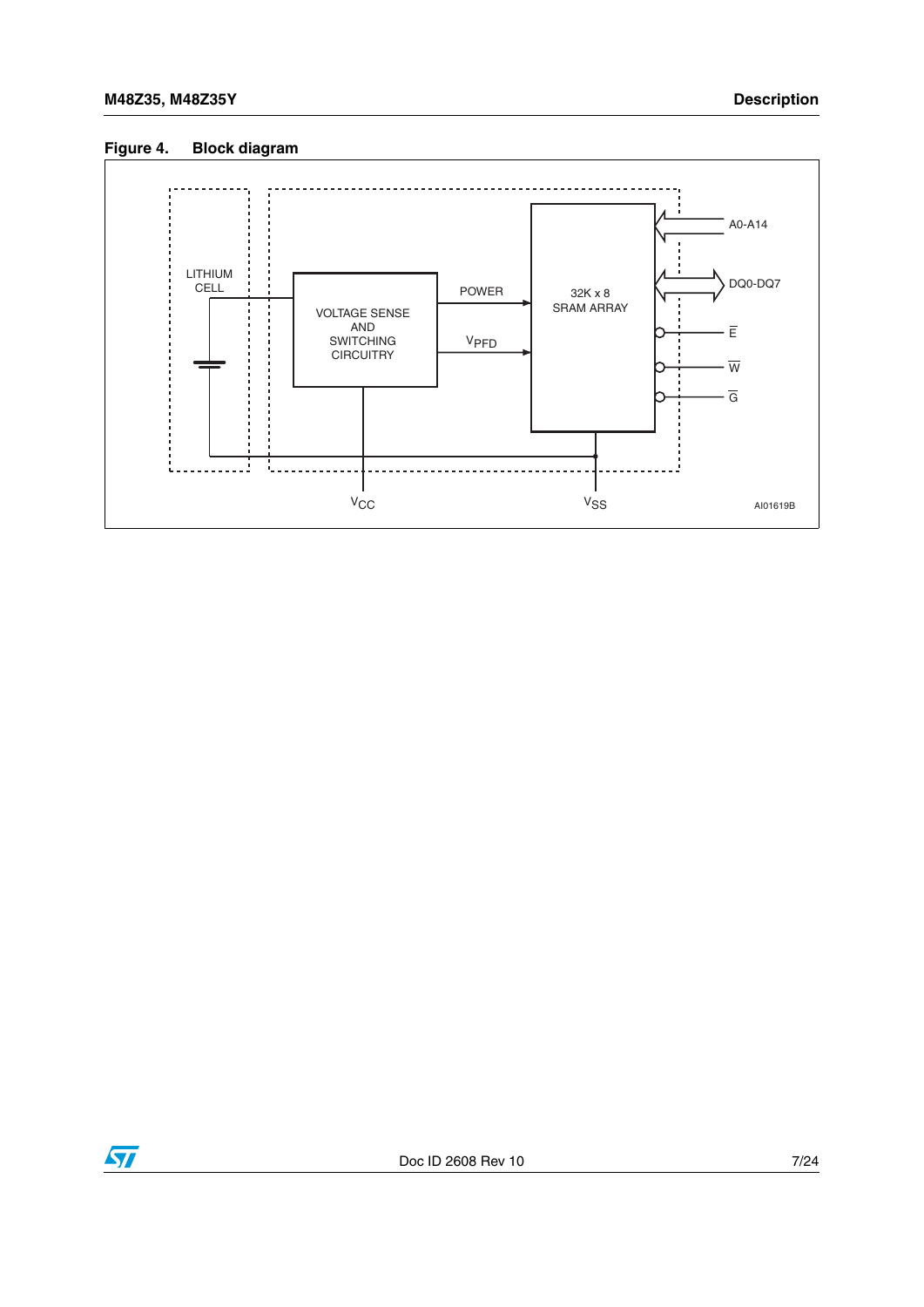**Figure 4. Block diagram**

LITHIUM CELL

VOLTAGE SENSE AND SWITCHING CIRCUITRY

POWER

$V_{PFD}$

32K x 8 SRAM ARRAY

A0-A14

DQ0-DQ7

$\overline{E}$

$\overline{W}$

$\overline{G}$

$V_{CC}$

$V_{SS}$

AI01619B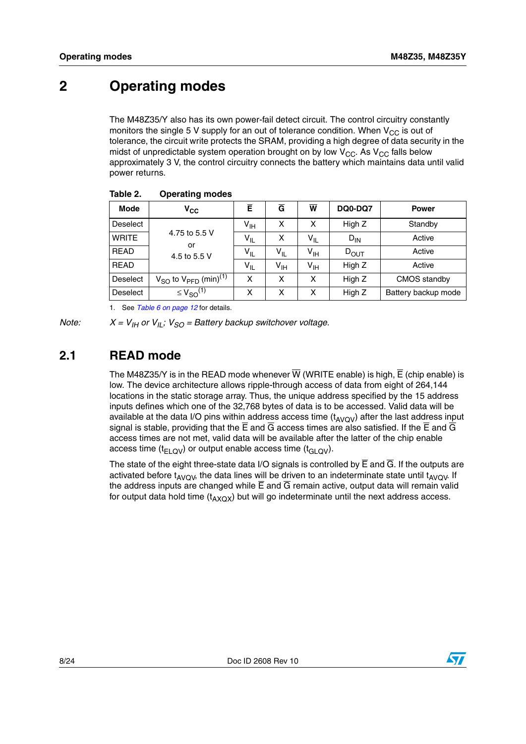# 2 Operating modes

The M48Z35/Y also has its own power-fail detect circuit. The control circuitry constantly monitors the single 5 V supply for an out of tolerance condition. When $V_{CC}$ is out of tolerance, the circuit write protects the SRAM, providing a high degree of data security in the midst of unpredictable system operation brought on by low $V_{CC}$. As $V_{CC}$ falls below approximately 3 V, the control circuitry connects the battery which maintains data until valid power returns.

**Table 2. Operating modes**

| Mode | $V_{CC}$ | $\overline{E}$ | $\overline{G}$ | $\overline{W}$ | DQ0-DQ7 | Power |
|---|---|---|---|---|---|---|
| Deselect | 4.75 to 5.5 V or 4.5 to 5.5 V | $V_{IH}$ | X | X | High Z | Standby |
| WRITE | | $V_{IL}$ | X | $V_{IL}$ | $D_{IN}$ | Active |
| READ | | $V_{IL}$ | $V_{IL}$ | $V_{IH}$ | $D_{OUT}$ | Active |
| READ | | $V_{IL}$ | $V_{IH}$ | $V_{IH}$ | High Z | Active |
| Deselect | $V_{SO}$ to $V_{PFD}$ (min)[1] | X | X | X | High Z | CMOS standby |
| Deselect | $\leq V_{SO}$[1] | X | X | X | High Z | Battery backup mode |

1. See Table 6 on page 12 for details.

*Note: X = $V_{IH}$ or $V_{IL}$; $V_{SO}$ = Battery backup switchover voltage.*

## 2.1 READ mode

The M48Z35/Y is in the READ mode whenever $\overline{W}$ (WRITE enable) is high, $\overline{E}$ (chip enable) is low. The device architecture allows ripple-through access of data from eight of 264,144 locations in the static storage array. Thus, the unique address specified by the 15 address inputs defines which one of the 32,768 bytes of data is to be accessed. Valid data will be available at the data I/O pins within address access time ($t_{AVQV}$) after the last address input signal is stable, providing that the $\overline{E}$ and $\overline{G}$ access times are also satisfied. If the $\overline{E}$ and $\overline{G}$ access times are not met, valid data will be available after the latter of the chip enable access time ($t_{ELQV}$) or output enable access time ($t_{GLQV}$).

The state of the eight three-state data I/O signals is controlled by $\overline{E}$ and $\overline{G}$. If the outputs are activated before $t_{AVQV}$, the data lines will be driven to an indeterminate state until $t_{AVQV}$. If the address inputs are changed while $\overline{E}$ and $\overline{G}$ remain active, output data will remain valid for output data hold time ($t_{AXQX}$) but will go indeterminate until the next address access.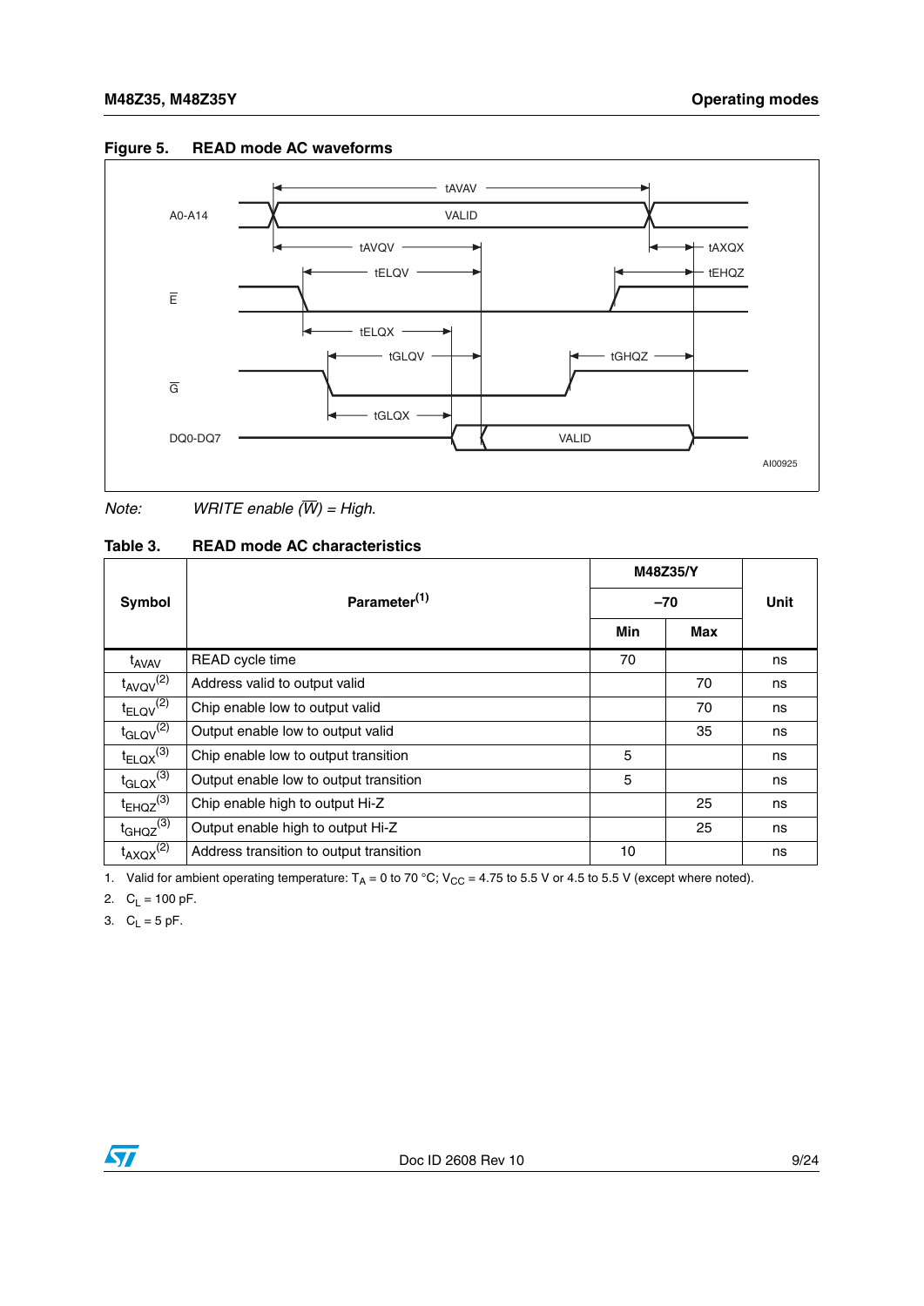**Figure 5. READ mode AC waveforms**

Note: *WRITE enable ($\overline{W}$) = High.*

**Table 3. READ mode AC characteristics**

| Symbol | Parameter[(1)] | M48Z35/Y | | Unit |
|---|---|---|---|---|
| | | –70 | | |
| | | Min | Max | |
| $t_{AVAV}$ | READ cycle time | 70 | | ns |
| $t_{AVQV}$[(2)] | Address valid to output valid | | 70 | ns |
| $t_{ELQV}$[(2)] | Chip enable low to output valid | | 70 | ns |
| $t_{GLQV}$[(2)] | Output enable low to output valid | | 35 | ns |
| $t_{ELQX}$[(3)] | Chip enable low to output transition | 5 | | ns |
| $t_{GLQX}$[(3)] | Output enable low to output transition | 5 | | ns |
| $t_{EHQZ}$[(3)] | Chip enable high to output Hi-Z | | 25 | ns |
| $t_{GHQZ}$[(3)] | Output enable high to output Hi-Z | | 25 | ns |
| $t_{AXQX}$[(2)] | Address transition to output transition | 10 | | ns |

1. Valid for ambient operating temperature: $T_A$ = 0 to 70 °C; $V_{CC}$ = 4.75 to 5.5 V or 4.5 to 5.5 V (except where noted).
2. $C_L$ = 100 pF.
3. $C_L$ = 5 pF.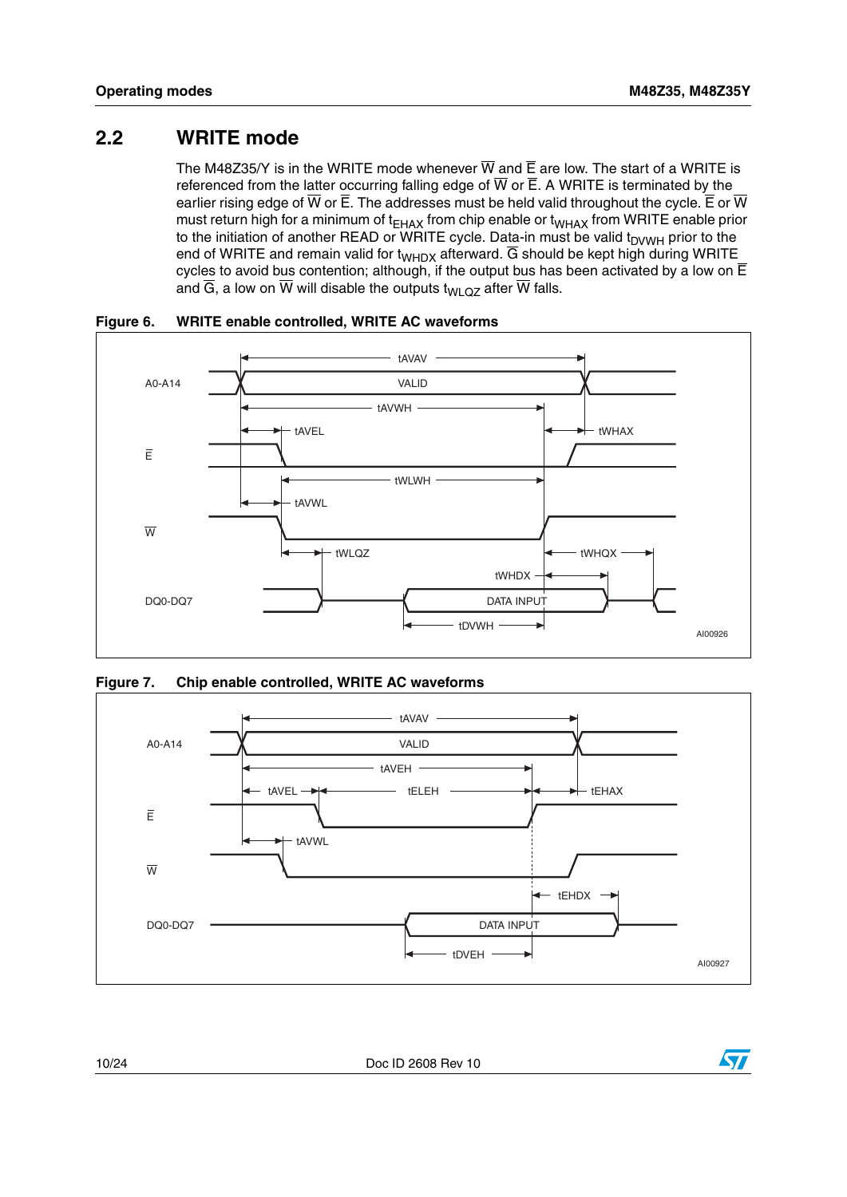## 2.2 WRITE mode

The M48Z35/Y is in the WRITE mode whenever $\overline{W}$ and $\overline{E}$ are low. The start of a WRITE is referenced from the latter occurring falling edge of $\overline{W}$ or $\overline{E}$. A WRITE is terminated by the earlier rising edge of $\overline{W}$ or $\overline{E}$. The addresses must be held valid throughout the cycle. $\overline{E}$ or $\overline{W}$ must return high for a minimum of $t_{EHAX}$ from chip enable or $t_{WHAX}$ from WRITE enable prior to the initiation of another READ or WRITE cycle. Data-in must be valid $t_{DVWH}$ prior to the end of WRITE and remain valid for $t_{WHDX}$ afterward. $\overline{G}$ should be kept high during WRITE cycles to avoid bus contention; although, if the output bus has been activated by a low on $\overline{E}$ and $\overline{G}$, a low on $\overline{W}$ will disable the outputs $t_{WLQZ}$ after $\overline{W}$ falls.

**Figure 6. WRITE enable controlled, WRITE AC waveforms**

**Figure 7. Chip enable controlled, WRITE AC waveforms**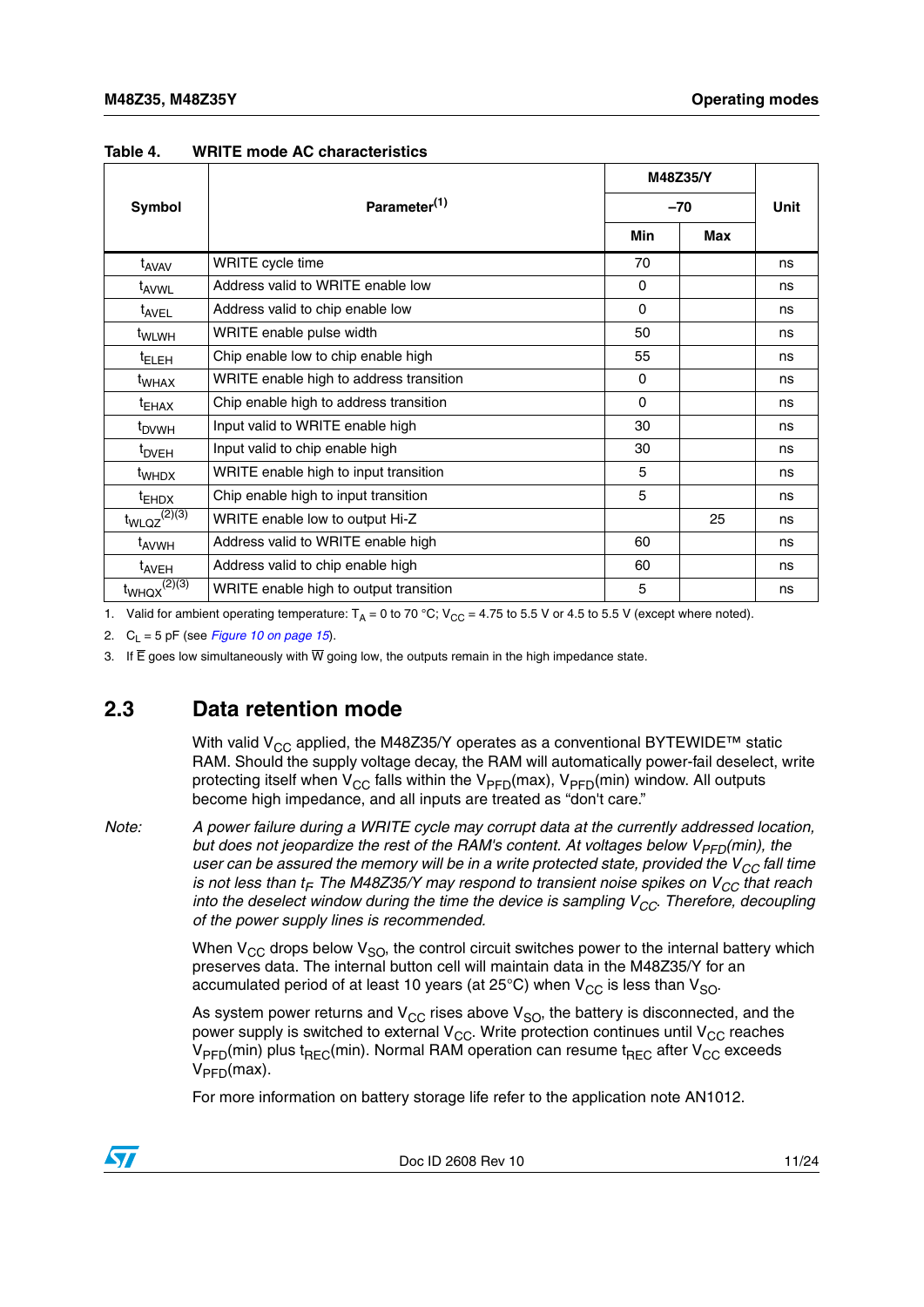**Table 4. WRITE mode AC characteristics**

| Symbol | Parameter[1] | M48Z35/Y | | Unit |
|---|---|---|---|---|
| | | –70 | | |
| | | Min | Max | |
| $t_{AVAV}$ | WRITE cycle time | 70 | | ns |
| $t_{AVWL}$ | Address valid to WRITE enable low | 0 | | ns |
| $t_{AVEL}$ | Address valid to chip enable low | 0 | | ns |
| $t_{WLWH}$ | WRITE enable pulse width | 50 | | ns |
| $t_{ELEH}$ | Chip enable low to chip enable high | 55 | | ns |
| $t_{WHAX}$ | WRITE enable high to address transition | 0 | | ns |
| $t_{EHAX}$ | Chip enable high to address transition | 0 | | ns |
| $t_{DVWH}$ | Input valid to WRITE enable high | 30 | | ns |
| $t_{DVEH}$ | Input valid to chip enable high | 30 | | ns |
| $t_{WHDX}$ | WRITE enable high to input transition | 5 | | ns |
| $t_{EHDX}$ | Chip enable high to input transition | 5 | | ns |
| $t_{WLQZ}$[2][3] | WRITE enable low to output Hi-Z | | 25 | ns |
| $t_{AVWH}$ | Address valid to WRITE enable high | 60 | | ns |
| $t_{AVEH}$ | Address valid to chip enable high | 60 | | ns |
| $t_{WHQX}$[2][3] | WRITE enable high to output transition | 5 | | ns |

1. Valid for ambient operating temperature: $T_A$ = 0 to 70 °C; $V_{CC}$ = 4.75 to 5.5 V or 4.5 to 5.5 V (except where noted).
2. $C_L$ = 5 pF (see *Figure 10 on page 15*).
3. If $\overline{E}$ goes low simultaneously with $\overline{W}$ going low, the outputs remain in the high impedance state.

## 2.3 Data retention mode

With valid $V_{CC}$ applied, the M48Z35/Y operates as a conventional BYTEWIDE™ static RAM. Should the supply voltage decay, the RAM will automatically power-fail deselect, write protecting itself when $V_{CC}$ falls within the $V_{PFD}$(max), $V_{PFD}$(min) window. All outputs become high impedance, and all inputs are treated as "don't care."

Note: *A power failure during a WRITE cycle may corrupt data at the currently addressed location, but does not jeopardize the rest of the RAM's content. At voltages below $V_{PFD}$(min), the user can be assured the memory will be in a write protected state, provided the $V_{CC}$ fall time is not less than $t_F$. The M48Z35/Y may respond to transient noise spikes on $V_{CC}$ that reach into the deselect window during the time the device is sampling $V_{CC}$. Therefore, decoupling of the power supply lines is recommended.*

When $V_{CC}$ drops below $V_{SO}$, the control circuit switches power to the internal battery which preserves data. The internal button cell will maintain data in the M48Z35/Y for an accumulated period of at least 10 years (at 25°C) when $V_{CC}$ is less than $V_{SO}$.

As system power returns and $V_{CC}$ rises above $V_{SO}$, the battery is disconnected, and the power supply is switched to external $V_{CC}$. Write protection continues until $V_{CC}$ reaches $V_{PFD}$(min) plus $t_{REC}$(min). Normal RAM operation can resume $t_{REC}$ after $V_{CC}$ exceeds $V_{PFD}$(max).

For more information on battery storage life refer to the application note AN1012.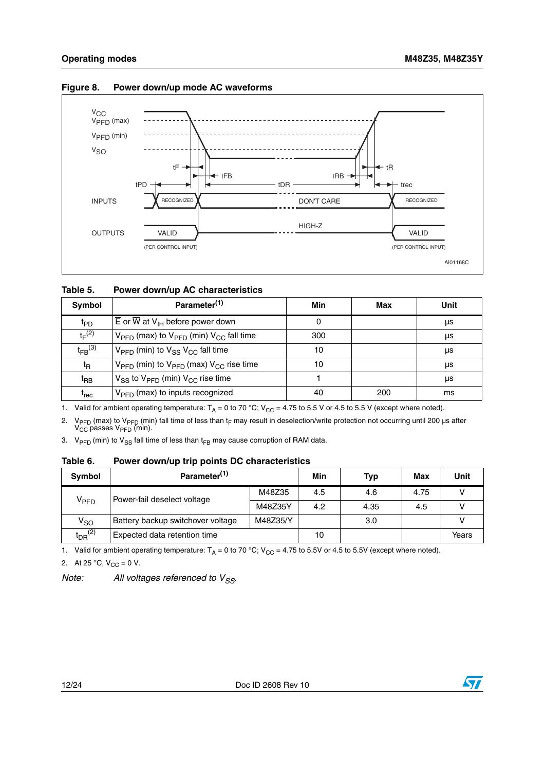**Figure 8. Power down/up mode AC waveforms**

**Table 5. Power down/up AC characteristics**

| Symbol | Parameter[1] | Min | Max | Unit |
|---|---|---|---|---|
| $t_{PD}$ | $\overline{E}$ or $\overline{W}$ at $V_{IH}$ before power down | 0 | | µs |
| $t_F$[2] | $V_{PFD}$ (max) to $V_{PFD}$ (min) $V_{CC}$ fall time | 300 | | µs |
| $t_{FB}$[3] | $V_{PFD}$ (min) to $V_{SS}$ $V_{CC}$ fall time | 10 | | µs |
| $t_R$ | $V_{PFD}$ (min) to $V_{PFD}$ (max) $V_{CC}$ rise time | 10 | | µs |
| $t_{RB}$ | $V_{SS}$ to $V_{PFD}$ (min) $V_{CC}$ rise time | 1 | | µs |
| $t_{rec}$ | $V_{PFD}$ (max) to inputs recognized | 40 | 200 | ms |

1. Valid for ambient operating temperature: $T_A$ = 0 to 70 °C; $V_{CC}$ = 4.75 to 5.5 V or 4.5 to 5.5 V (except where noted).
2. $V_{PFD}$ (max) to $V_{PFD}$ (min) fall time of less than $t_F$ may result in deselection/write protection not occurring until 200 µs after $V_{CC}$ passes $V_{PFD}$ (min).
3. $V_{PFD}$ (min) to $V_{SS}$ fall time of less than $t_{FB}$ may cause corruption of RAM data.

**Table 6. Power down/up trip points DC characteristics**

| Symbol | Parameter[1] | | Min | Typ | Max | Unit |
|---|---|---|---|---|---|---|
| $V_{PFD}$ | Power-fail deselect voltage | M48Z35 | 4.5 | 4.6 | 4.75 | V |
| | | M48Z35Y | 4.2 | 4.35 | 4.5 | V |
| $V_{SO}$ | Battery backup switchover voltage | M48Z35/Y | | 3.0 | | V |
| $t_{DR}$[2] | Expected data retention time | | 10 | | | Years |

1. Valid for ambient operating temperature: $T_A$ = 0 to 70 °C; $V_{CC}$ = 4.75 to 5.5V or 4.5 to 5.5V (except where noted).
2. At 25 °C, $V_{CC}$ = 0 V.

*Note: All voltages referenced to $V_{SS}$.*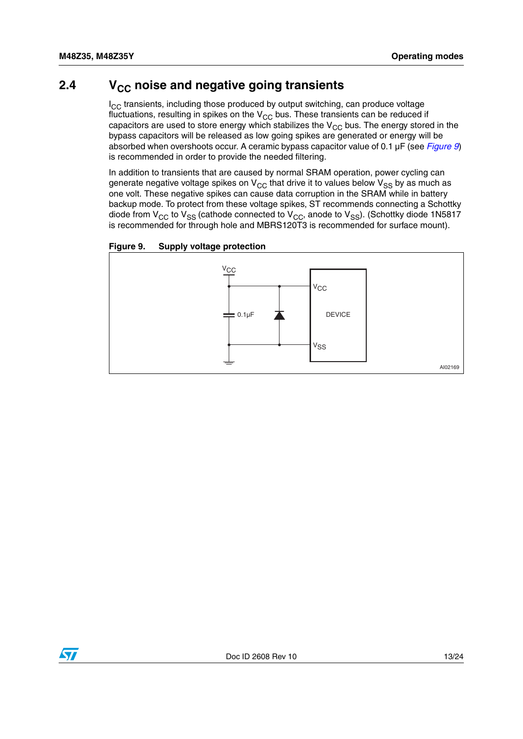## 2.4 $V_{CC}$ noise and negative going transients

$I_{CC}$ transients, including those produced by output switching, can produce voltage fluctuations, resulting in spikes on the $V_{CC}$ bus. These transients can be reduced if capacitors are used to store energy which stabilizes the $V_{CC}$ bus. The energy stored in the bypass capacitors will be released as low going spikes are generated or energy will be absorbed when overshoots occur. A ceramic bypass capacitor value of 0.1 µF (see *Figure 9*) is recommended in order to provide the needed filtering.

In addition to transients that are caused by normal SRAM operation, power cycling can generate negative voltage spikes on $V_{CC}$ that drive it to values below $V_{SS}$ by as much as one volt. These negative spikes can cause data corruption in the SRAM while in battery backup mode. To protect from these voltage spikes, ST recommends connecting a Schottky diode from $V_{CC}$ to $V_{SS}$ (cathode connected to $V_{CC}$, anode to $V_{SS}$). (Schottky diode 1N5817 is recommended for through hole and MBRS120T3 is recommended for surface mount).

**Figure 9. Supply voltage protection**

$V_{CC}$ — 0.1µF — $V_{CC}$ — DEVICE — $V_{SS}$

AI02169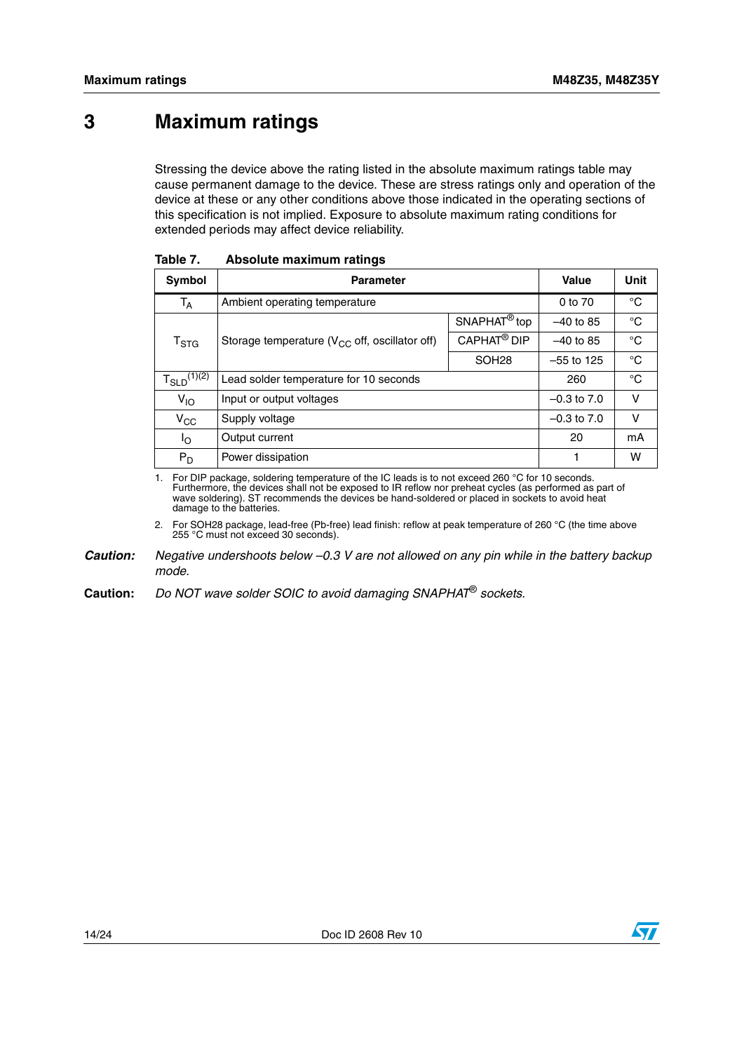# 3 Maximum ratings

Stressing the device above the rating listed in the absolute maximum ratings table may cause permanent damage to the device. These are stress ratings only and operation of the device at these or any other conditions above those indicated in the operating sections of this specification is not implied. Exposure to absolute maximum rating conditions for extended periods may affect device reliability.

**Table 7. Absolute maximum ratings**

| Symbol | Parameter | | Value | Unit |
|---|---|---|---|---|
| $T_A$ | Ambient operating temperature | | 0 to 70 | °C |
| $T_{STG}$ | Storage temperature ($V_{CC}$ off, oscillator off) | SNAPHAT® top | –40 to 85 | °C |
| | | CAPHAT® DIP | –40 to 85 | °C |
| | | SOH28 | –55 to 125 | °C |
| $T_{SLD}$[(1)(2)] | Lead solder temperature for 10 seconds | | 260 | °C |
| $V_{IO}$ | Input or output voltages | | –0.3 to 7.0 | V |
| $V_{CC}$ | Supply voltage | | –0.3 to 7.0 | V |
| $I_O$ | Output current | | 20 | mA |
| $P_D$ | Power dissipation | | 1 | W |

1. For DIP package, soldering temperature of the IC leads is to not exceed 260 °C for 10 seconds. Furthermore, the devices shall not be exposed to IR reflow nor preheat cycles (as performed as part of wave soldering). ST recommends the devices be hand-soldered or placed in sockets to avoid heat damage to the batteries.
2. For SOH28 package, lead-free (Pb-free) lead finish: reflow at peak temperature of 260 °C (the time above 255 °C must not exceed 30 seconds).

***Caution:*** *Negative undershoots below –0.3 V are not allowed on any pin while in the battery backup mode.*

**Caution:** *Do NOT wave solder SOIC to avoid damaging SNAPHAT® sockets.*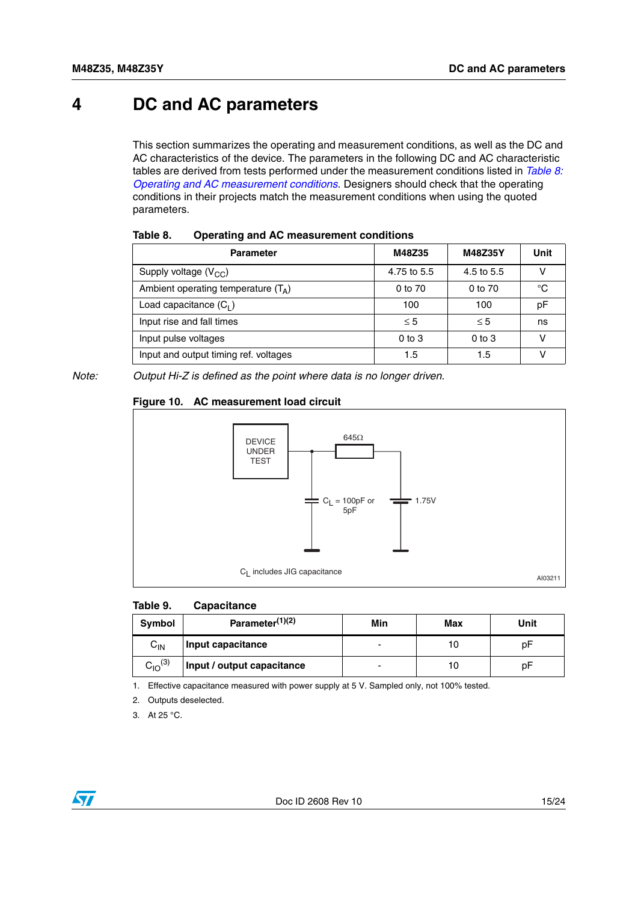# 4 DC and AC parameters

This section summarizes the operating and measurement conditions, as well as the DC and AC characteristics of the device. The parameters in the following DC and AC characteristic tables are derived from tests performed under the measurement conditions listed in *Table 8: Operating and AC measurement conditions*. Designers should check that the operating conditions in their projects match the measurement conditions when using the quoted parameters.

**Table 8. Operating and AC measurement conditions**

| Parameter | M48Z35 | M48Z35Y | Unit |
|---|---|---|---|
| Supply voltage ($V_{CC}$) | 4.75 to 5.5 | 4.5 to 5.5 | V |
| Ambient operating temperature ($T_A$) | 0 to 70 | 0 to 70 | °C |
| Load capacitance ($C_L$) | 100 | 100 | pF |
| Input rise and fall times | ≤ 5 | ≤ 5 | ns |
| Input pulse voltages | 0 to 3 | 0 to 3 | V |
| Input and output timing ref. voltages | 1.5 | 1.5 | V |

*Note: Output Hi-Z is defined as the point where data is no longer driven.*

**Figure 10. AC measurement load circuit**

DEVICE UNDER TEST

645Ω

$C_L$ = 100pF or 5pF

1.75V

$C_L$ includes JIG capacitance

AI03211

**Table 9. Capacitance**

| Symbol | Parameter[1][2] | Min | Max | Unit |
|---|---|---|---|---|
| $C_{IN}$ | **Input capacitance** | - | 10 | pF |
| $C_{IO}$[3] | **Input / output capacitance** | - | 10 | pF |

1. Effective capacitance measured with power supply at 5 V. Sampled only, not 100% tested.
2. Outputs deselected.
3. At 25 °C.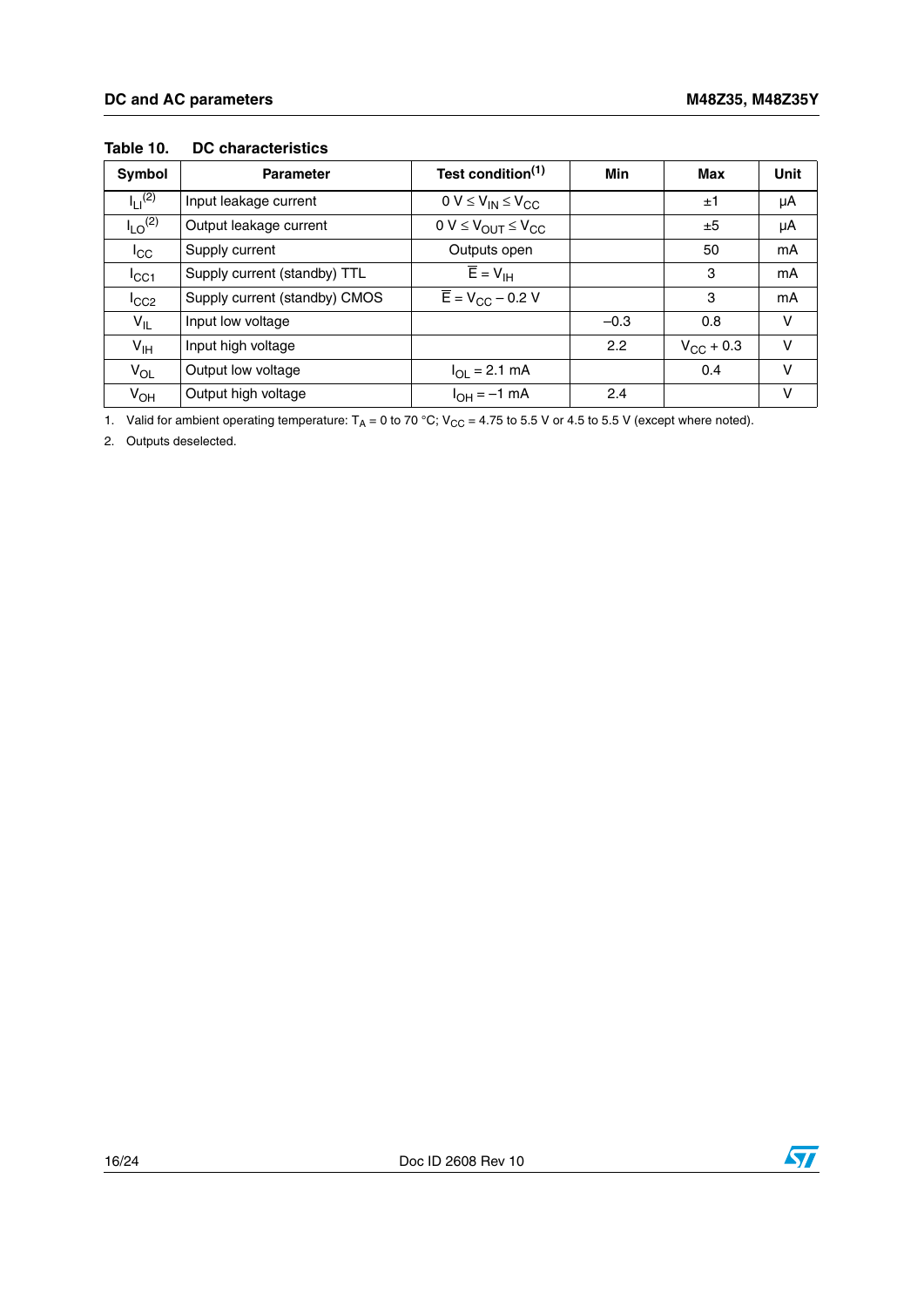**Table 10. DC characteristics**

| Symbol | Parameter | Test condition[1] | Min | Max | Unit |
|---|---|---|---|---|---|
| $I_{LI}$[2] | Input leakage current | $0\text{ V} \le V_{IN} \le V_{CC}$ | | ±1 | µA |
| $I_{LO}$[2] | Output leakage current | $0\text{ V} \le V_{OUT} \le V_{CC}$ | | ±5 | µA |
| $I_{CC}$ | Supply current | Outputs open | | 50 | mA |
| $I_{CC1}$ | Supply current (standby) TTL | $\overline{E} = V_{IH}$ | | 3 | mA |
| $I_{CC2}$ | Supply current (standby) CMOS | $\overline{E} = V_{CC} - 0.2\text{ V}$ | | 3 | mA |
| $V_{IL}$ | Input low voltage | | –0.3 | 0.8 | V |
| $V_{IH}$ | Input high voltage | | 2.2 | $V_{CC} + 0.3$ | V |
| $V_{OL}$ | Output low voltage | $I_{OL} = 2.1\text{ mA}$ | | 0.4 | V |
| $V_{OH}$ | Output high voltage | $I_{OH} = -1\text{ mA}$ | 2.4 | | V |

1. Valid for ambient operating temperature: $T_A$ = 0 to 70 °C; $V_{CC}$ = 4.75 to 5.5 V or 4.5 to 5.5 V (except where noted).

2. Outputs deselected.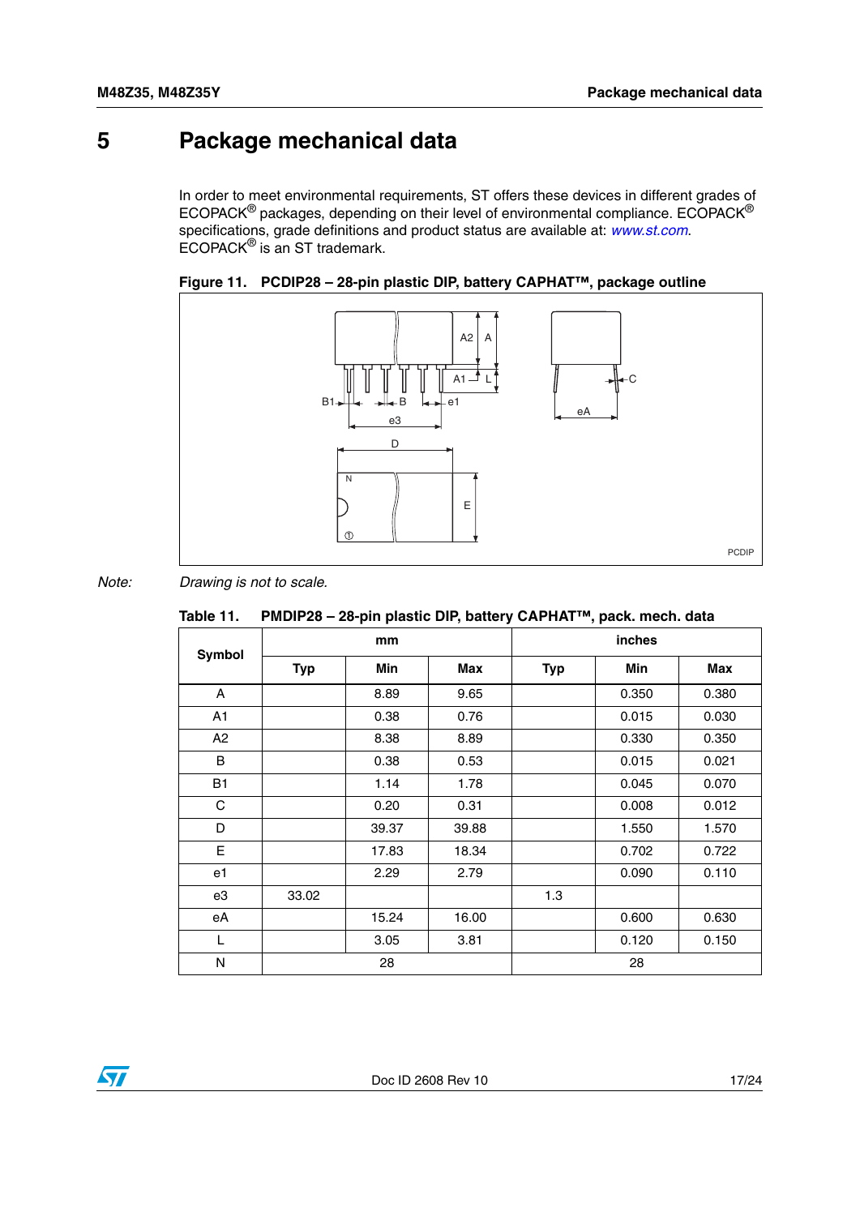# 5 Package mechanical data

In order to meet environmental requirements, ST offers these devices in different grades of ECOPACK® packages, depending on their level of environmental compliance. ECOPACK® specifications, grade definitions and product status are available at: www.st.com. ECOPACK® is an ST trademark.

**Figure 11. PCDIP28 – 28-pin plastic DIP, battery CAPHAT™, package outline**

*Note: Drawing is not to scale.*

**Table 11. PMDIP28 – 28-pin plastic DIP, battery CAPHAT™, pack. mech. data**

| Symbol | mm | | | inches | | |
|---|---|---|---|---|---|---|
| | Typ | Min | Max | Typ | Min | Max |
| A | | 8.89 | 9.65 | | 0.350 | 0.380 |
| A1 | | 0.38 | 0.76 | | 0.015 | 0.030 |
| A2 | | 8.38 | 8.89 | | 0.330 | 0.350 |
| B | | 0.38 | 0.53 | | 0.015 | 0.021 |
| B1 | | 1.14 | 1.78 | | 0.045 | 0.070 |
| C | | 0.20 | 0.31 | | 0.008 | 0.012 |
| D | | 39.37 | 39.88 | | 1.550 | 1.570 |
| E | | 17.83 | 18.34 | | 0.702 | 0.722 |
| e1 | | 2.29 | 2.79 | | 0.090 | 0.110 |
| e3 | 33.02 | | | 1.3 | | |
| eA | | 15.24 | 16.00 | | 0.600 | 0.630 |
| L | | 3.05 | 3.81 | | 0.120 | 0.150 |
| N | | 28 | | | 28 | |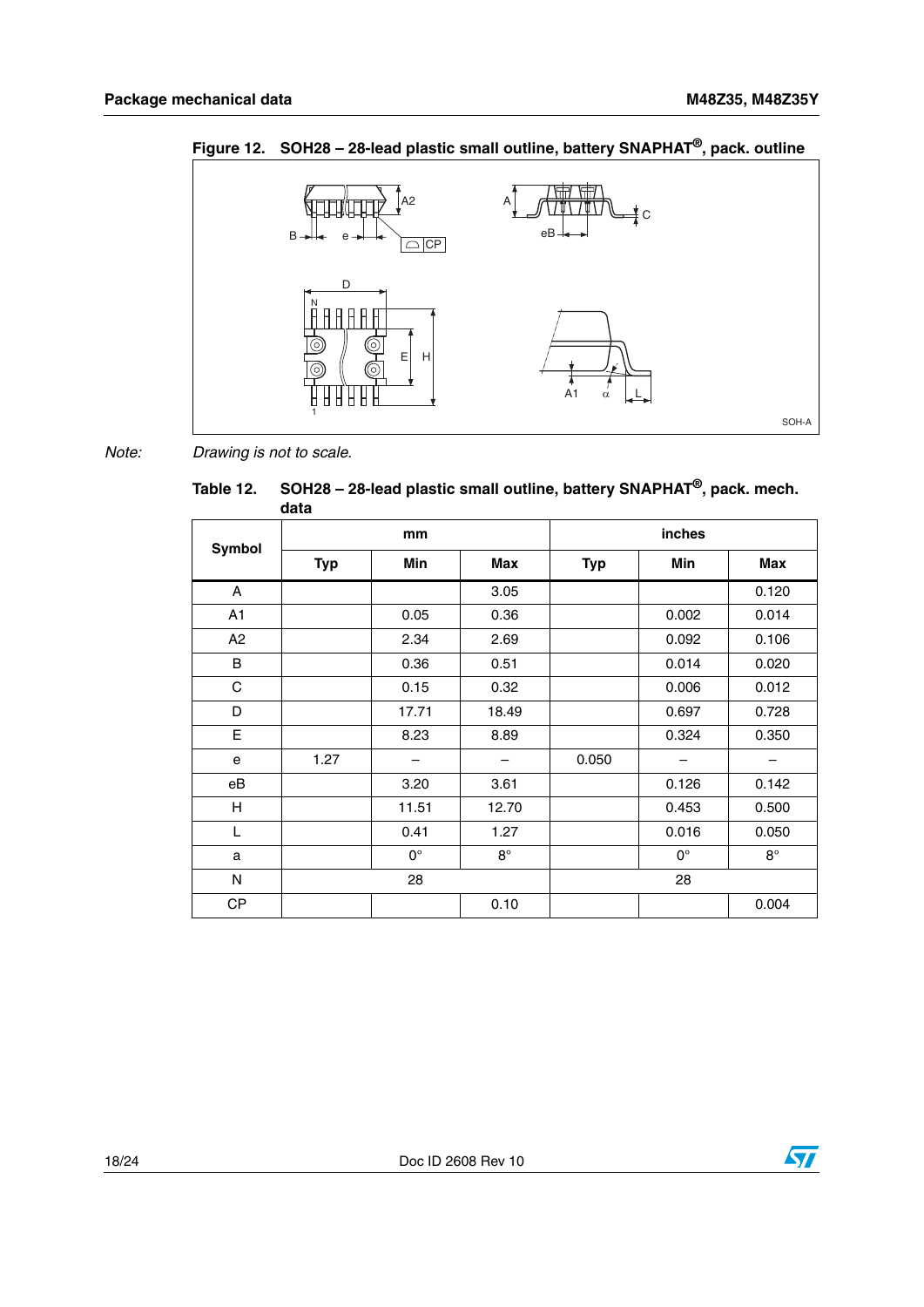**Figure 12. SOH28 – 28-lead plastic small outline, battery SNAPHAT®, pack. outline**

*Note: Drawing is not to scale.*

**Table 12. SOH28 – 28-lead plastic small outline, battery SNAPHAT®, pack. mech. data**

| Symbol | mm | | | inches | | |
|---|---|---|---|---|---|---|
| | Typ | Min | Max | Typ | Min | Max |
| A | | | 3.05 | | | 0.120 |
| A1 | | 0.05 | 0.36 | | 0.002 | 0.014 |
| A2 | | 2.34 | 2.69 | | 0.092 | 0.106 |
| B | | 0.36 | 0.51 | | 0.014 | 0.020 |
| C | | 0.15 | 0.32 | | 0.006 | 0.012 |
| D | | 17.71 | 18.49 | | 0.697 | 0.728 |
| E | | 8.23 | 8.89 | | 0.324 | 0.350 |
| e | 1.27 | – | – | 0.050 | – | – |
| eB | | 3.20 | 3.61 | | 0.126 | 0.142 |
| H | | 11.51 | 12.70 | | 0.453 | 0.500 |
| L | | 0.41 | 1.27 | | 0.016 | 0.050 |
| a | | 0° | 8° | | 0° | 8° |
| N | | 28 | | | 28 | |
| CP | | | 0.10 | | | 0.004 |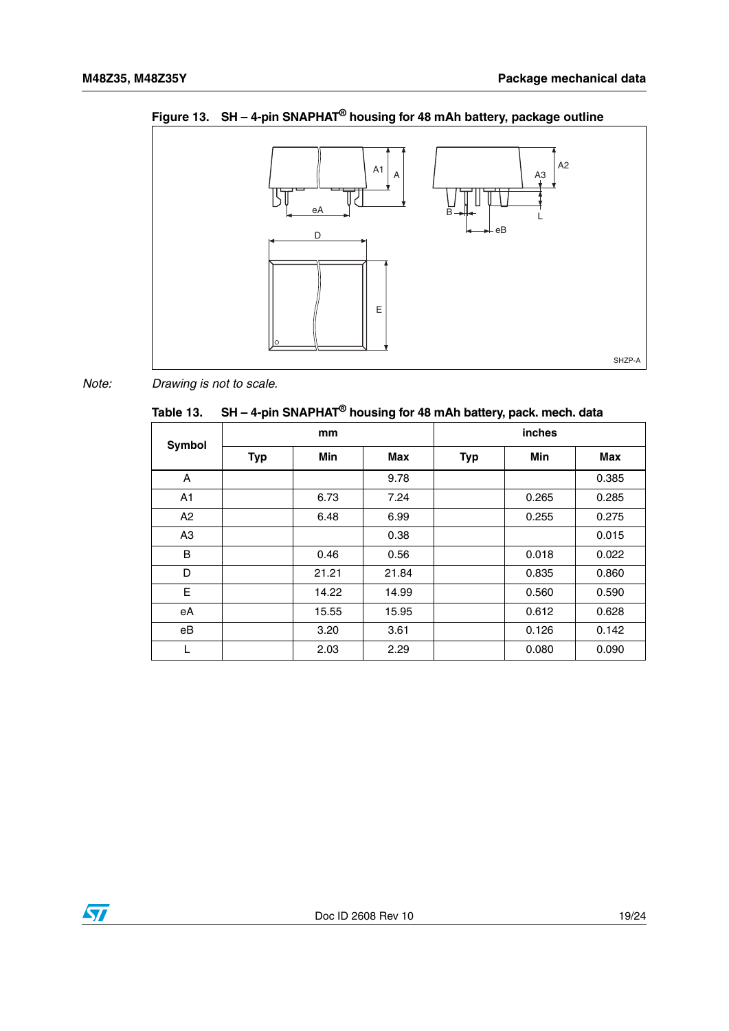**Figure 13. SH – 4-pin SNAPHAT® housing for 48 mAh battery, package outline**

*Note: Drawing is not to scale.*

**Table 13. SH – 4-pin SNAPHAT® housing for 48 mAh battery, pack. mech. data**

| Symbol | mm | | | inches | | |
|---|---|---|---|---|---|---|
| | Typ | Min | Max | Typ | Min | Max |
| A | | | 9.78 | | | 0.385 |
| A1 | | 6.73 | 7.24 | | 0.265 | 0.285 |
| A2 | | 6.48 | 6.99 | | 0.255 | 0.275 |
| A3 | | | 0.38 | | | 0.015 |
| B | | 0.46 | 0.56 | | 0.018 | 0.022 |
| D | | 21.21 | 21.84 | | 0.835 | 0.860 |
| E | | 14.22 | 14.99 | | 0.560 | 0.590 |
| eA | | 15.55 | 15.95 | | 0.612 | 0.628 |
| eB | | 3.20 | 3.61 | | 0.126 | 0.142 |
| L | | 2.03 | 2.29 | | 0.080 | 0.090 |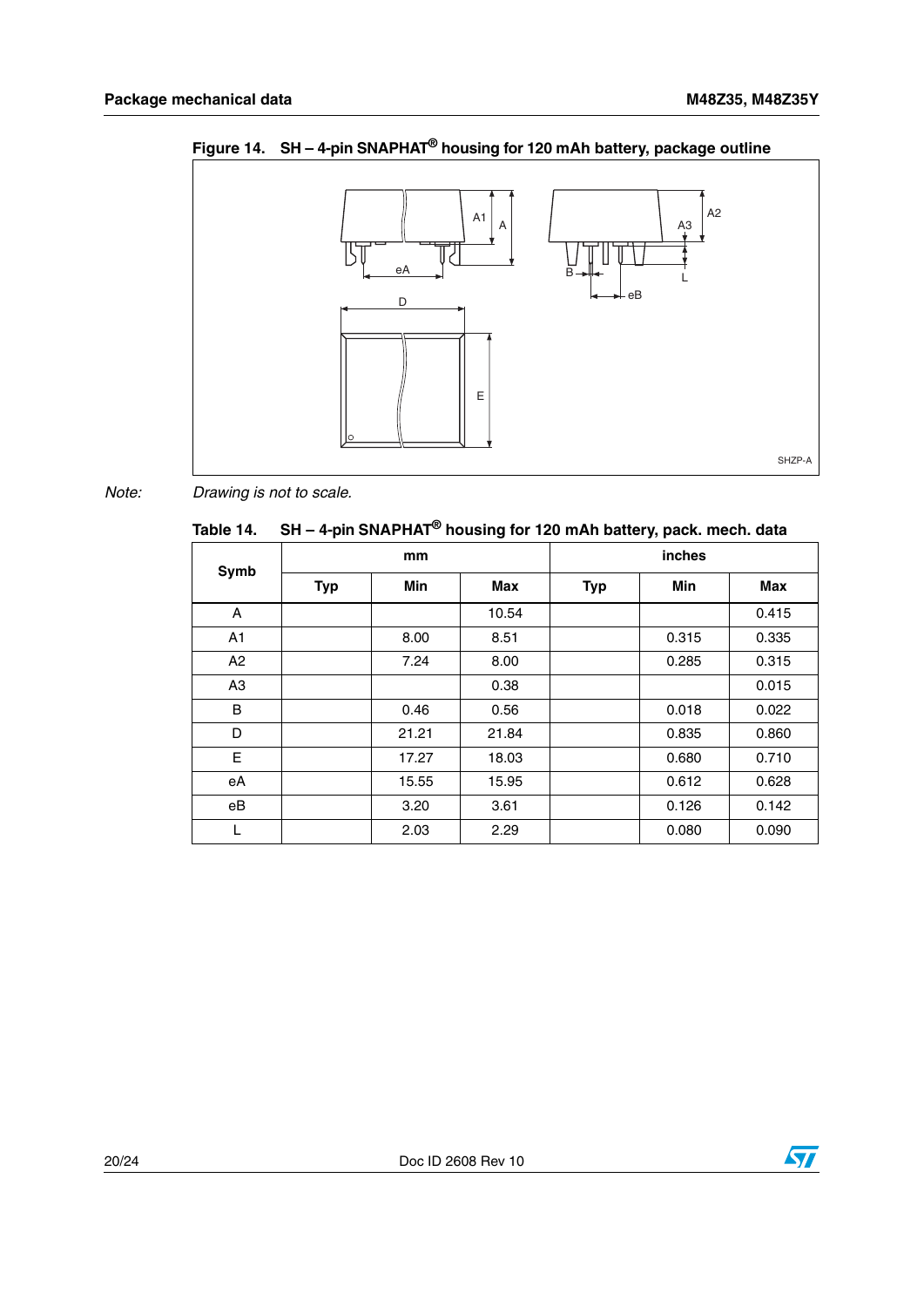Figure 14. SH – 4-pin SNAPHAT® housing for 120 mAh battery, package outline

*Note: Drawing is not to scale.*

Table 14. SH – 4-pin SNAPHAT® housing for 120 mAh battery, pack. mech. data

| Symb | mm | | | inches | | |
|---|---|---|---|---|---|---|
| | Typ | Min | Max | Typ | Min | Max |
| A | | | 10.54 | | | 0.415 |
| A1 | | 8.00 | 8.51 | | 0.315 | 0.335 |
| A2 | | 7.24 | 8.00 | | 0.285 | 0.315 |
| A3 | | | 0.38 | | | 0.015 |
| B | | 0.46 | 0.56 | | 0.018 | 0.022 |
| D | | 21.21 | 21.84 | | 0.835 | 0.860 |
| E | | 17.27 | 18.03 | | 0.680 | 0.710 |
| eA | | 15.55 | 15.95 | | 0.612 | 0.628 |
| eB | | 3.20 | 3.61 | | 0.126 | 0.142 |
| L | | 2.03 | 2.29 | | 0.080 | 0.090 |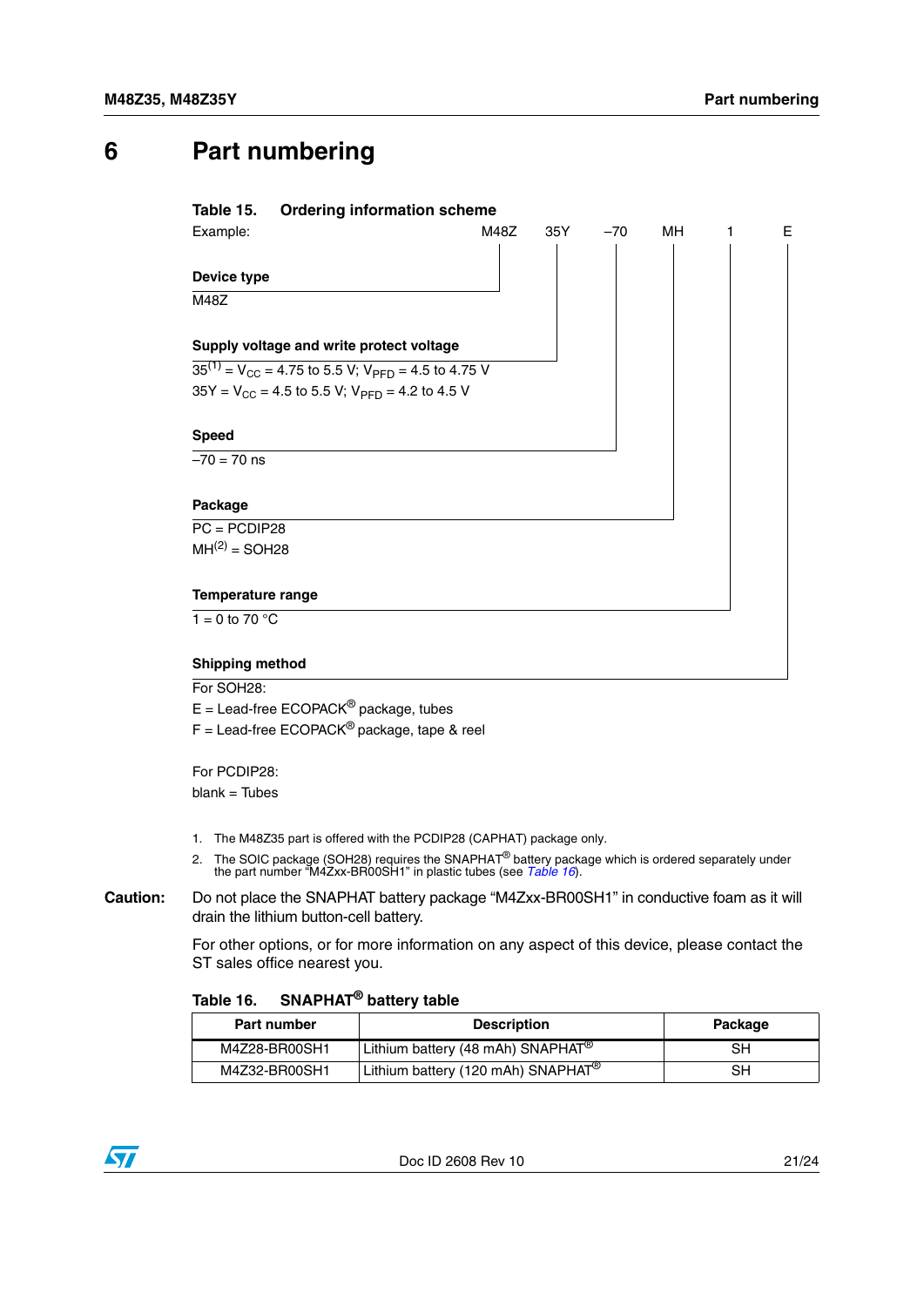# 6 Part numbering

**Table 15. Ordering information scheme**

Example: M48Z 35Y –70 MH 1 E

**Device type**

M48Z

**Supply voltage and write protect voltage**

35[1] = $V_{CC}$ = 4.75 to 5.5 V; $V_{PFD}$ = 4.5 to 4.75 V

35Y = $V_{CC}$ = 4.5 to 5.5 V; $V_{PFD}$ = 4.2 to 4.5 V

**Speed**

–70 = 70 ns

**Package**

PC = PCDIP28

MH[2] = SOH28

**Temperature range**

1 = 0 to 70 °C

**Shipping method**

For SOH28:

E = Lead-free ECOPACK® package, tubes

F = Lead-free ECOPACK® package, tape & reel

For PCDIP28:

blank = Tubes

1. The M48Z35 part is offered with the PCDIP28 (CAPHAT) package only.
2. The SOIC package (SOH28) requires the SNAPHAT® battery package which is ordered separately under the part number "M4Zxx-BR00SH1" in plastic tubes (see Table 16).

**Caution:** Do not place the SNAPHAT battery package "M4Zxx-BR00SH1" in conductive foam as it will drain the lithium button-cell battery.

For other options, or for more information on any aspect of this device, please contact the ST sales office nearest you.

**Table 16. SNAPHAT® battery table**

| Part number | Description | Package |
|---|---|---|
| M4Z28-BR00SH1 | Lithium battery (48 mAh) SNAPHAT® | SH |
| M4Z32-BR00SH1 | Lithium battery (120 mAh) SNAPHAT® | SH |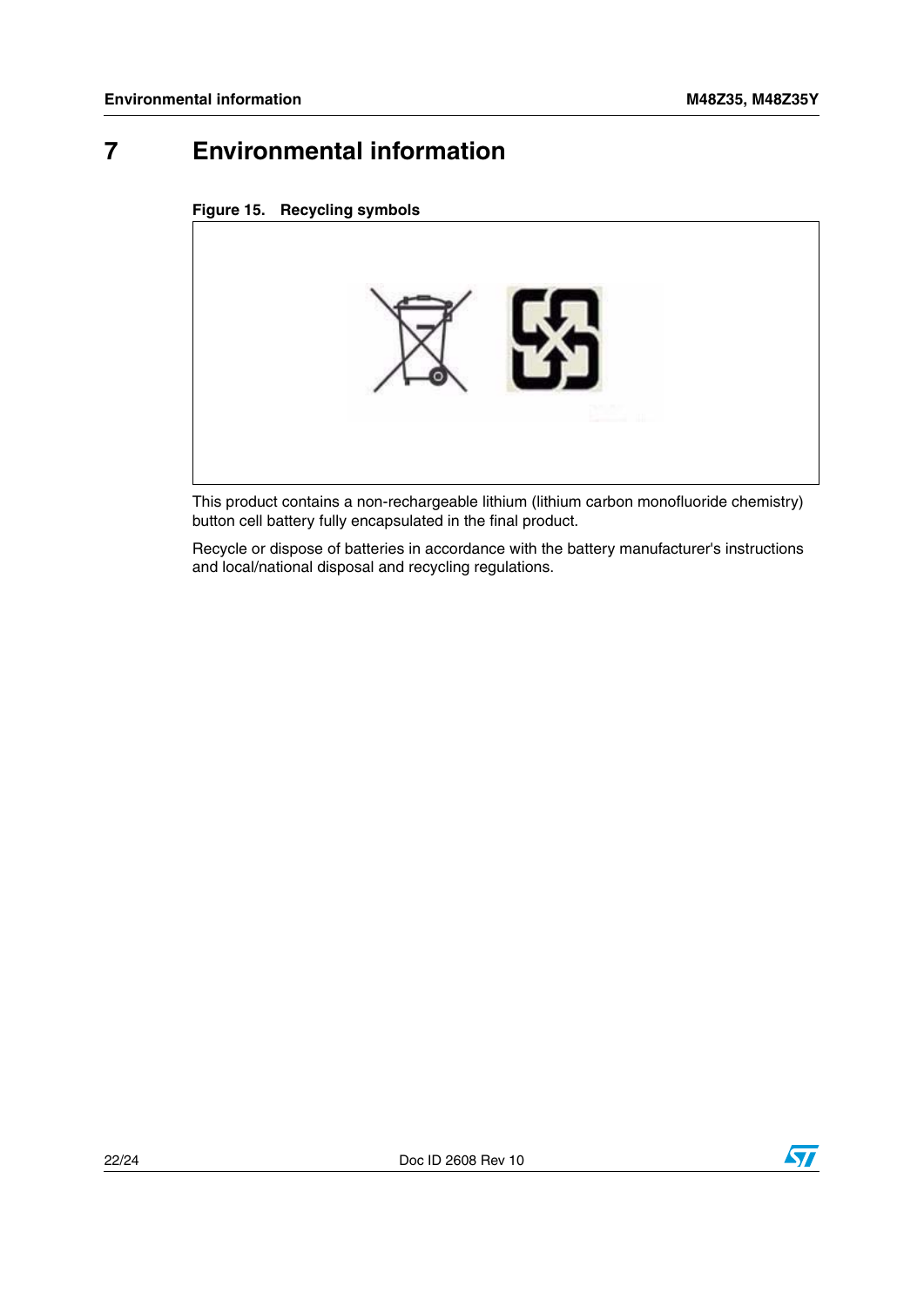# 7 Environmental information

**Figure 15. Recycling symbols**

This product contains a non-rechargeable lithium (lithium carbon monofluoride chemistry) button cell battery fully encapsulated in the final product.

Recycle or dispose of batteries in accordance with the battery manufacturer's instructions and local/national disposal and recycling regulations.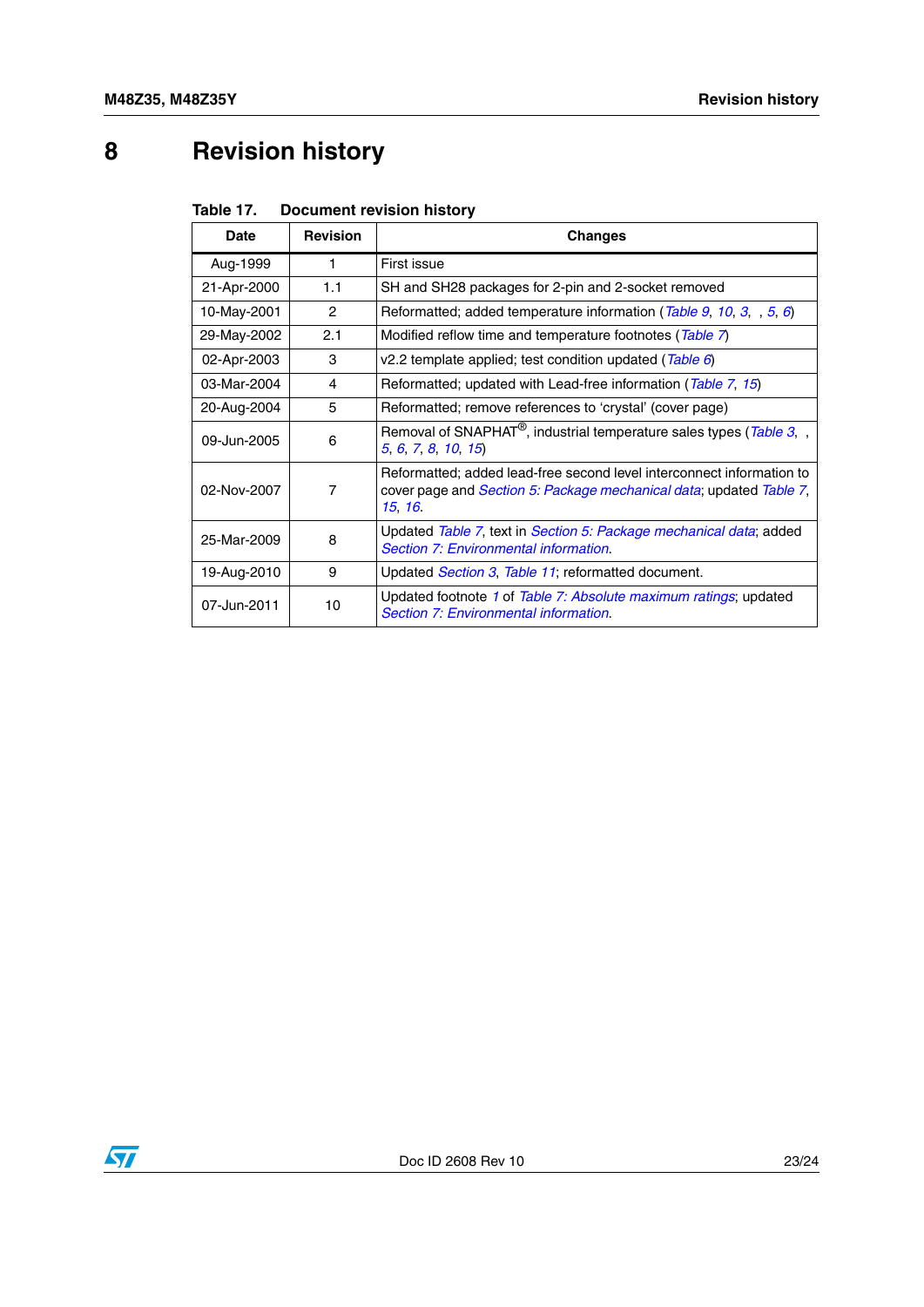# 8 Revision history

Table 17. Document revision history

| Date | Revision | Changes |
|---|---|---|
| Aug-1999 | 1 | First issue |
| 21-Apr-2000 | 1.1 | SH and SH28 packages for 2-pin and 2-socket removed |
| 10-May-2001 | 2 | Reformatted; added temperature information (Table 9, 10, 3, , 5, 6) |
| 29-May-2002 | 2.1 | Modified reflow time and temperature footnotes (Table 7) |
| 02-Apr-2003 | 3 | v2.2 template applied; test condition updated (Table 6) |
| 03-Mar-2004 | 4 | Reformatted; updated with Lead-free information (Table 7, 15) |
| 20-Aug-2004 | 5 | Reformatted; remove references to 'crystal' (cover page) |
| 09-Jun-2005 | 6 | Removal of SNAPHAT®, industrial temperature sales types (Table 3, , 5, 6, 7, 8, 10, 15) |
| 02-Nov-2007 | 7 | Reformatted; added lead-free second level interconnect information to cover page and Section 5: Package mechanical data; updated Table 7, 15, 16. |
| 25-Mar-2009 | 8 | Updated Table 7, text in Section 5: Package mechanical data; added Section 7: Environmental information. |
| 19-Aug-2010 | 9 | Updated Section 3, Table 11; reformatted document. |
| 07-Jun-2011 | 10 | Updated footnote 1 of Table 7: Absolute maximum ratings; updated Section 7: Environmental information. |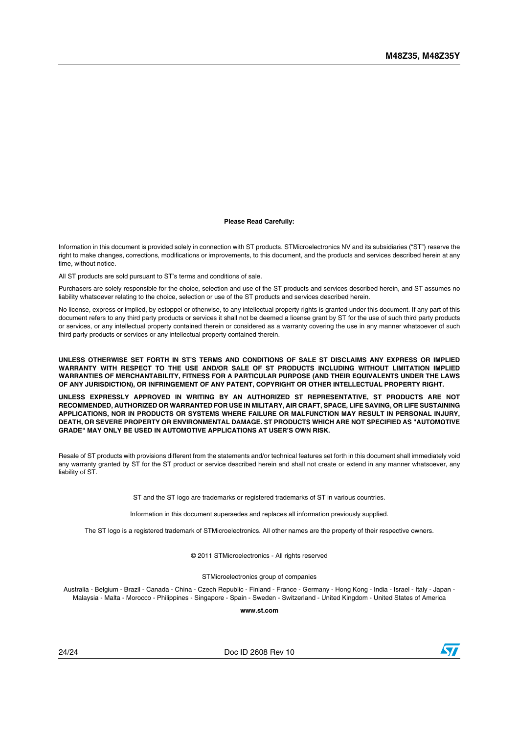**Please Read Carefully:**

Information in this document is provided solely in connection with ST products. STMicroelectronics NV and its subsidiaries ("ST") reserve the right to make changes, corrections, modifications or improvements, to this document, and the products and services described herein at any time, without notice.

All ST products are sold pursuant to ST's terms and conditions of sale.

Purchasers are solely responsible for the choice, selection and use of the ST products and services described herein, and ST assumes no liability whatsoever relating to the choice, selection or use of the ST products and services described herein.

No license, express or implied, by estoppel or otherwise, to any intellectual property rights is granted under this document. If any part of this document refers to any third party products or services it shall not be deemed a license grant by ST for the use of such third party products or services, or any intellectual property contained therein or considered as a warranty covering the use in any manner whatsoever of such third party products or services or any intellectual property contained therein.

**UNLESS OTHERWISE SET FORTH IN ST'S TERMS AND CONDITIONS OF SALE ST DISCLAIMS ANY EXPRESS OR IMPLIED WARRANTY WITH RESPECT TO THE USE AND/OR SALE OF ST PRODUCTS INCLUDING WITHOUT LIMITATION IMPLIED WARRANTIES OF MERCHANTABILITY, FITNESS FOR A PARTICULAR PURPOSE (AND THEIR EQUIVALENTS UNDER THE LAWS OF ANY JURISDICTION), OR INFRINGEMENT OF ANY PATENT, COPYRIGHT OR OTHER INTELLECTUAL PROPERTY RIGHT.**

**UNLESS EXPRESSLY APPROVED IN WRITING BY AN AUTHORIZED ST REPRESENTATIVE, ST PRODUCTS ARE NOT RECOMMENDED, AUTHORIZED OR WARRANTED FOR USE IN MILITARY, AIR CRAFT, SPACE, LIFE SAVING, OR LIFE SUSTAINING APPLICATIONS, NOR IN PRODUCTS OR SYSTEMS WHERE FAILURE OR MALFUNCTION MAY RESULT IN PERSONAL INJURY, DEATH, OR SEVERE PROPERTY OR ENVIRONMENTAL DAMAGE. ST PRODUCTS WHICH ARE NOT SPECIFIED AS "AUTOMOTIVE GRADE" MAY ONLY BE USED IN AUTOMOTIVE APPLICATIONS AT USER'S OWN RISK.**

Resale of ST products with provisions different from the statements and/or technical features set forth in this document shall immediately void any warranty granted by ST for the ST product or service described herein and shall not create or extend in any manner whatsoever, any liability of ST.

ST and the ST logo are trademarks or registered trademarks of ST in various countries.

Information in this document supersedes and replaces all information previously supplied.

The ST logo is a registered trademark of STMicroelectronics. All other names are the property of their respective owners.

© 2011 STMicroelectronics - All rights reserved

STMicroelectronics group of companies

Australia - Belgium - Brazil - Canada - China - Czech Republic - Finland - France - Germany - Hong Kong - India - Israel - Italy - Japan - Malaysia - Malta - Morocco - Philippines - Singapore - Spain - Sweden - Switzerland - United Kingdom - United States of America

**www.st.com**